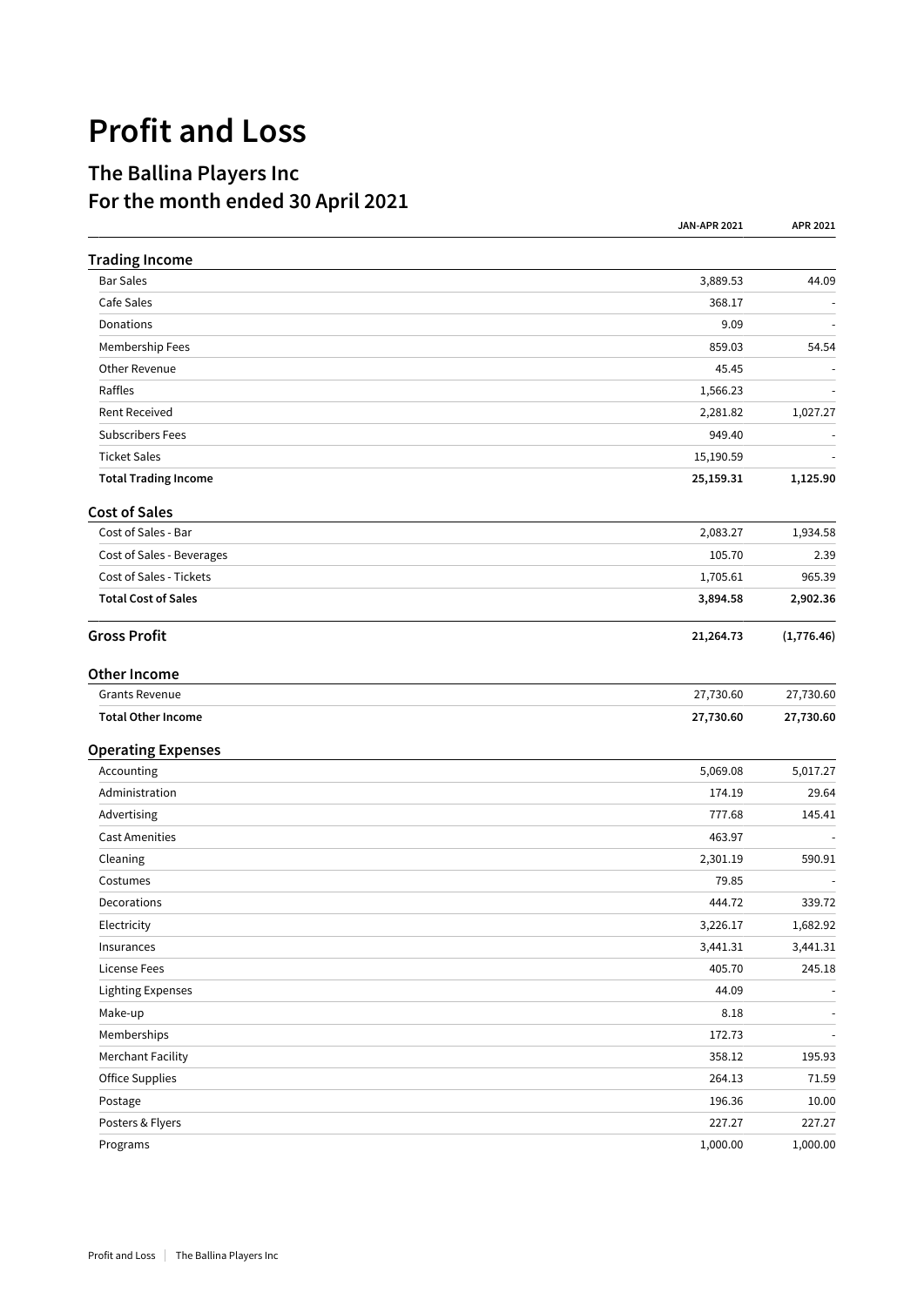# Profit and Loss

## The Ballina Players Inc
## For the month ended 30 April 2021

| | JAN-APR 2021 | APR 2021 |
|---|---|---|
| **Trading Income** | | |
| Bar Sales | 3,889.53 | 44.09 |
| Cafe Sales | 368.17 | - |
| Donations | 9.09 | - |
| Membership Fees | 859.03 | 54.54 |
| Other Revenue | 45.45 | - |
| Raffles | 1,566.23 | - |
| Rent Received | 2,281.82 | 1,027.27 |
| Subscribers Fees | 949.40 | - |
| Ticket Sales | 15,190.59 | - |
| **Total Trading Income** | **25,159.31** | **1,125.90** |
| **Cost of Sales** | | |
| Cost of Sales - Bar | 2,083.27 | 1,934.58 |
| Cost of Sales - Beverages | 105.70 | 2.39 |
| Cost of Sales - Tickets | 1,705.61 | 965.39 |
| **Total Cost of Sales** | **3,894.58** | **2,902.36** |
| **Gross Profit** | **21,264.73** | **(1,776.46)** |
| **Other Income** | | |
| Grants Revenue | 27,730.60 | 27,730.60 |
| **Total Other Income** | **27,730.60** | **27,730.60** |
| **Operating Expenses** | | |
| Accounting | 5,069.08 | 5,017.27 |
| Administration | 174.19 | 29.64 |
| Advertising | 777.68 | 145.41 |
| Cast Amenities | 463.97 | - |
| Cleaning | 2,301.19 | 590.91 |
| Costumes | 79.85 | - |
| Decorations | 444.72 | 339.72 |
| Electricity | 3,226.17 | 1,682.92 |
| Insurances | 3,441.31 | 3,441.31 |
| License Fees | 405.70 | 245.18 |
| Lighting Expenses | 44.09 | - |
| Make-up | 8.18 | - |
| Memberships | 172.73 | - |
| Merchant Facility | 358.12 | 195.93 |
| Office Supplies | 264.13 | 71.59 |
| Postage | 196.36 | 10.00 |
| Posters & Flyers | 227.27 | 227.27 |
| Programs | 1,000.00 | 1,000.00 |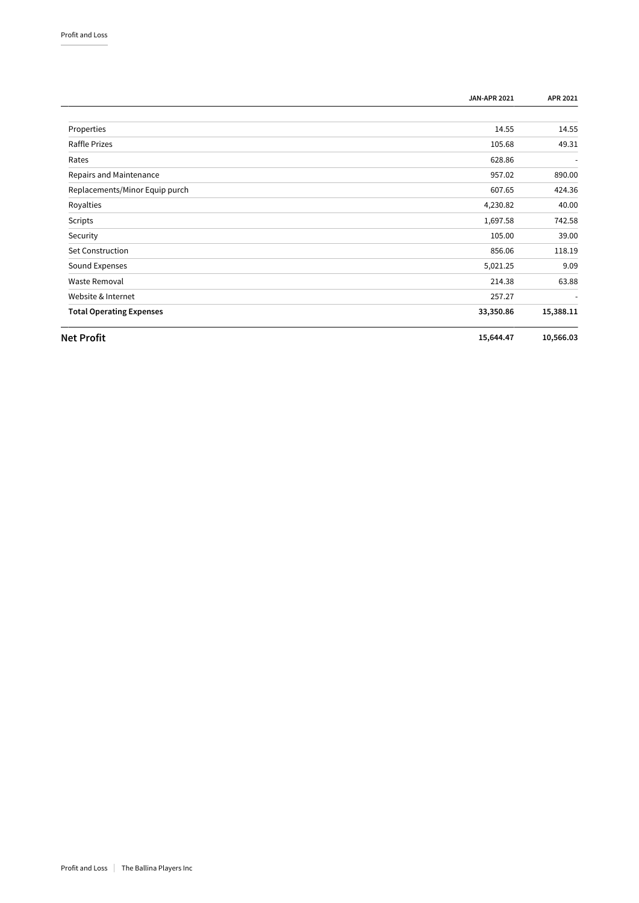| | JAN-APR 2021 | APR 2021 |
|---|---|---|
| Properties | 14.55 | 14.55 |
| Raffle Prizes | 105.68 | 49.31 |
| Rates | 628.86 | - |
| Repairs and Maintenance | 957.02 | 890.00 |
| Replacements/Minor Equip purch | 607.65 | 424.36 |
| Royalties | 4,230.82 | 40.00 |
| Scripts | 1,697.58 | 742.58 |
| Security | 105.00 | 39.00 |
| Set Construction | 856.06 | 118.19 |
| Sound Expenses | 5,021.25 | 9.09 |
| Waste Removal | 214.38 | 63.88 |
| Website & Internet | 257.27 | - |
| **Total Operating Expenses** | **33,350.86** | **15,388.11** |
| **Net Profit** | **15,644.47** | **10,566.03** |